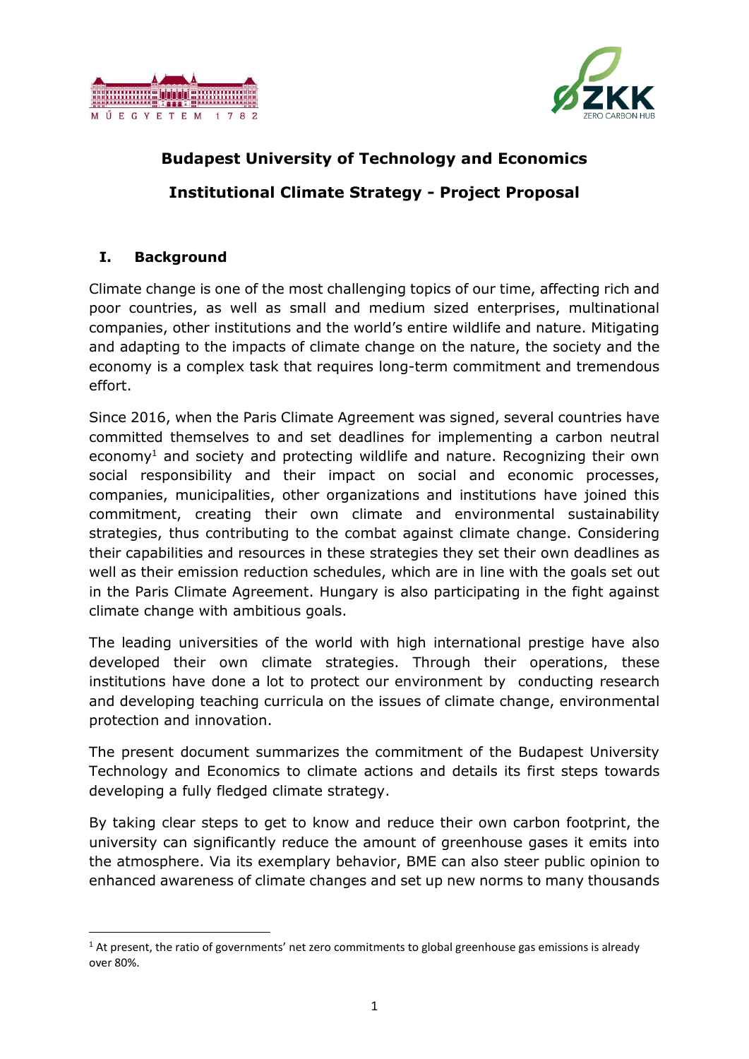**Budapest University of Technology and Economics**

**Institutional Climate Strategy - Project Proposal**

## I. Background

Climate change is one of the most challenging topics of our time, affecting rich and poor countries, as well as small and medium sized enterprises, multinational companies, other institutions and the world's entire wildlife and nature. Mitigating and adapting to the impacts of climate change on the nature, the society and the economy is a complex task that requires long-term commitment and tremendous effort.

Since 2016, when the Paris Climate Agreement was signed, several countries have committed themselves to and set deadlines for implementing a carbon neutral economy[1] and society and protecting wildlife and nature. Recognizing their own social responsibility and their impact on social and economic processes, companies, municipalities, other organizations and institutions have joined this commitment, creating their own climate and environmental sustainability strategies, thus contributing to the combat against climate change. Considering their capabilities and resources in these strategies they set their own deadlines as well as their emission reduction schedules, which are in line with the goals set out in the Paris Climate Agreement. Hungary is also participating in the fight against climate change with ambitious goals.

The leading universities of the world with high international prestige have also developed their own climate strategies. Through their operations, these institutions have done a lot to protect our environment by conducting research and developing teaching curricula on the issues of climate change, environmental protection and innovation.

The present document summarizes the commitment of the Budapest University Technology and Economics to climate actions and details its first steps towards developing a fully fledged climate strategy.

By taking clear steps to get to know and reduce their own carbon footprint, the university can significantly reduce the amount of greenhouse gases it emits into the atmosphere. Via its exemplary behavior, BME can also steer public opinion to enhanced awareness of climate changes and set up new norms to many thousands

[1] At present, the ratio of governments' net zero commitments to global greenhouse gas emissions is already over 80%.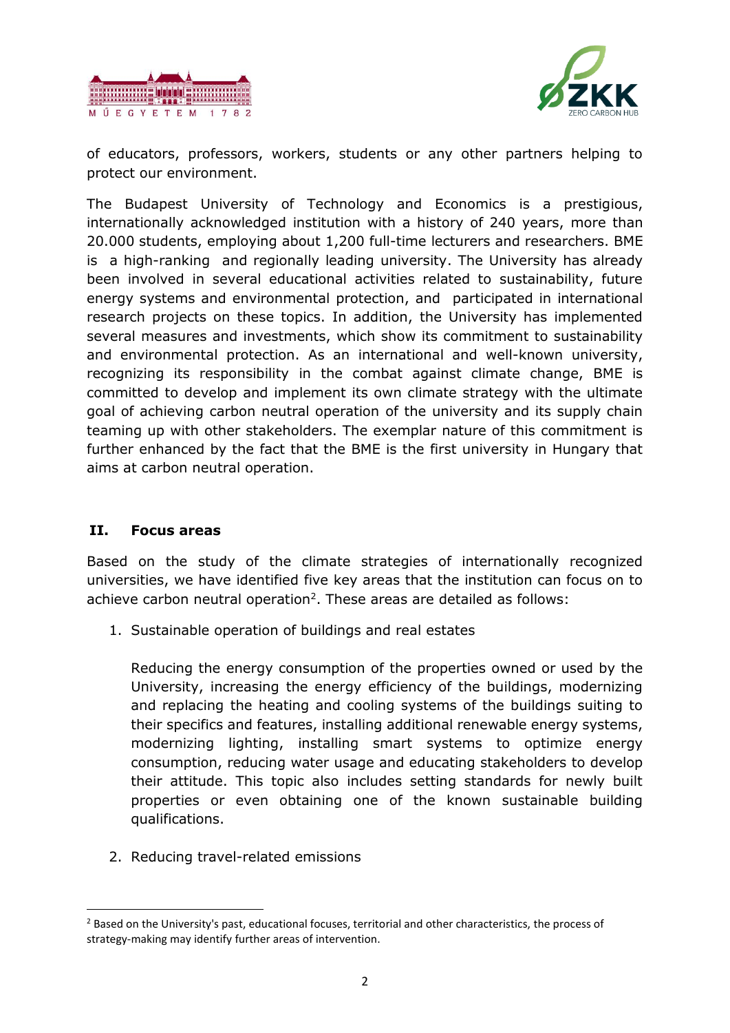of educators, professors, workers, students or any other partners helping to protect our environment.

The Budapest University of Technology and Economics is a prestigious, internationally acknowledged institution with a history of 240 years, more than 20.000 students, employing about 1,200 full-time lecturers and researchers. BME is a high-ranking and regionally leading university. The University has already been involved in several educational activities related to sustainability, future energy systems and environmental protection, and participated in international research projects on these topics. In addition, the University has implemented several measures and investments, which show its commitment to sustainability and environmental protection. As an international and well-known university, recognizing its responsibility in the combat against climate change, BME is committed to develop and implement its own climate strategy with the ultimate goal of achieving carbon neutral operation of the university and its supply chain teaming up with other stakeholders. The exemplar nature of this commitment is further enhanced by the fact that the BME is the first university in Hungary that aims at carbon neutral operation.

## II. Focus areas

Based on the study of the climate strategies of internationally recognized universities, we have identified five key areas that the institution can focus on to achieve carbon neutral operation[2]. These areas are detailed as follows:

1. Sustainable operation of buildings and real estates

   Reducing the energy consumption of the properties owned or used by the University, increasing the energy efficiency of the buildings, modernizing and replacing the heating and cooling systems of the buildings suiting to their specifics and features, installing additional renewable energy systems, modernizing lighting, installing smart systems to optimize energy consumption, reducing water usage and educating stakeholders to develop their attitude. This topic also includes setting standards for newly built properties or even obtaining one of the known sustainable building qualifications.

2. Reducing travel-related emissions

[2] Based on the University's past, educational focuses, territorial and other characteristics, the process of strategy-making may identify further areas of intervention.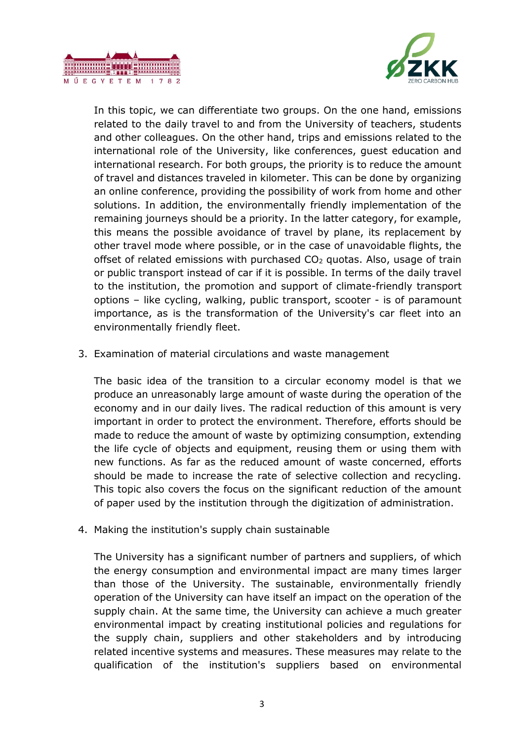In this topic, we can differentiate two groups. On the one hand, emissions related to the daily travel to and from the University of teachers, students and other colleagues. On the other hand, trips and emissions related to the international role of the University, like conferences, guest education and international research. For both groups, the priority is to reduce the amount of travel and distances traveled in kilometer. This can be done by organizing an online conference, providing the possibility of work from home and other solutions. In addition, the environmentally friendly implementation of the remaining journeys should be a priority. In the latter category, for example, this means the possible avoidance of travel by plane, its replacement by other travel mode where possible, or in the case of unavoidable flights, the offset of related emissions with purchased $CO_2$ quotas. Also, usage of train or public transport instead of car if it is possible. In terms of the daily travel to the institution, the promotion and support of climate-friendly transport options – like cycling, walking, public transport, scooter - is of paramount importance, as is the transformation of the University's car fleet into an environmentally friendly fleet.

3. Examination of material circulations and waste management

   The basic idea of the transition to a circular economy model is that we produce an unreasonably large amount of waste during the operation of the economy and in our daily lives. The radical reduction of this amount is very important in order to protect the environment. Therefore, efforts should be made to reduce the amount of waste by optimizing consumption, extending the life cycle of objects and equipment, reusing them or using them with new functions. As far as the reduced amount of waste concerned, efforts should be made to increase the rate of selective collection and recycling. This topic also covers the focus on the significant reduction of the amount of paper used by the institution through the digitization of administration.

4. Making the institution's supply chain sustainable

   The University has a significant number of partners and suppliers, of which the energy consumption and environmental impact are many times larger than those of the University. The sustainable, environmentally friendly operation of the University can have itself an impact on the operation of the supply chain. At the same time, the University can achieve a much greater environmental impact by creating institutional policies and regulations for the supply chain, suppliers and other stakeholders and by introducing related incentive systems and measures. These measures may relate to the qualification of the institution's suppliers based on environmental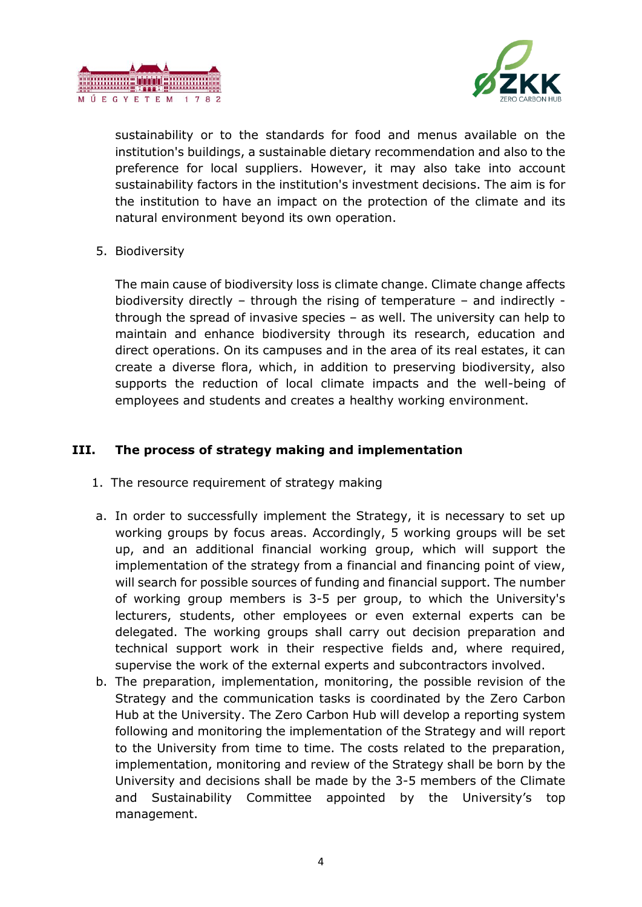sustainability or to the standards for food and menus available on the institution's buildings, a sustainable dietary recommendation and also to the preference for local suppliers. However, it may also take into account sustainability factors in the institution's investment decisions. The aim is for the institution to have an impact on the protection of the climate and its natural environment beyond its own operation.

5. Biodiversity

   The main cause of biodiversity loss is climate change. Climate change affects biodiversity directly – through the rising of temperature – and indirectly - through the spread of invasive species – as well. The university can help to maintain and enhance biodiversity through its research, education and direct operations. On its campuses and in the area of its real estates, it can create a diverse flora, which, in addition to preserving biodiversity, also supports the reduction of local climate impacts and the well-being of employees and students and creates a healthy working environment.

## III. The process of strategy making and implementation

1. The resource requirement of strategy making

a. In order to successfully implement the Strategy, it is necessary to set up working groups by focus areas. Accordingly, 5 working groups will be set up, and an additional financial working group, which will support the implementation of the strategy from a financial and financing point of view, will search for possible sources of funding and financial support. The number of working group members is 3-5 per group, to which the University's lecturers, students, other employees or even external experts can be delegated. The working groups shall carry out decision preparation and technical support work in their respective fields and, where required, supervise the work of the external experts and subcontractors involved.
b. The preparation, implementation, monitoring, the possible revision of the Strategy and the communication tasks is coordinated by the Zero Carbon Hub at the University. The Zero Carbon Hub will develop a reporting system following and monitoring the implementation of the Strategy and will report to the University from time to time. The costs related to the preparation, implementation, monitoring and review of the Strategy shall be born by the University and decisions shall be made by the 3-5 members of the Climate and Sustainability Committee appointed by the University's top management.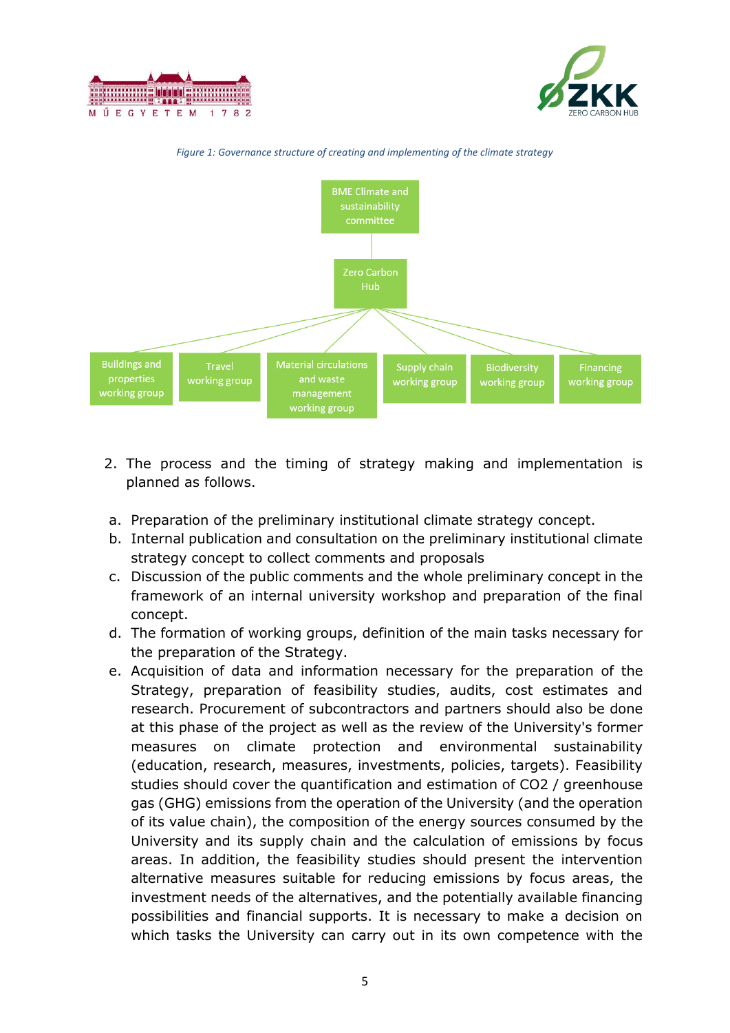*Figure 1: Governance structure of creating and implementing of the climate strategy*

BME Climate and sustainability committee

Zero Carbon Hub

Buildings and properties working group | Travel working group | Material circulations and waste management working group | Supply chain working group | Biodiversity working group | Financing working group

2. The process and the timing of strategy making and implementation is planned as follows.

a. Preparation of the preliminary institutional climate strategy concept.
b. Internal publication and consultation on the preliminary institutional climate strategy concept to collect comments and proposals
c. Discussion of the public comments and the whole preliminary concept in the framework of an internal university workshop and preparation of the final concept.
d. The formation of working groups, definition of the main tasks necessary for the preparation of the Strategy.
e. Acquisition of data and information necessary for the preparation of the Strategy, preparation of feasibility studies, audits, cost estimates and research. Procurement of subcontractors and partners should also be done at this phase of the project as well as the review of the University's former measures on climate protection and environmental sustainability (education, research, measures, investments, policies, targets). Feasibility studies should cover the quantification and estimation of $CO_2$ / greenhouse gas (GHG) emissions from the operation of the University (and the operation of its value chain), the composition of the energy sources consumed by the University and its supply chain and the calculation of emissions by focus areas. In addition, the feasibility studies should present the intervention alternative measures suitable for reducing emissions by focus areas, the investment needs of the alternatives, and the potentially available financing possibilities and financial supports. It is necessary to make a decision on which tasks the University can carry out in its own competence with the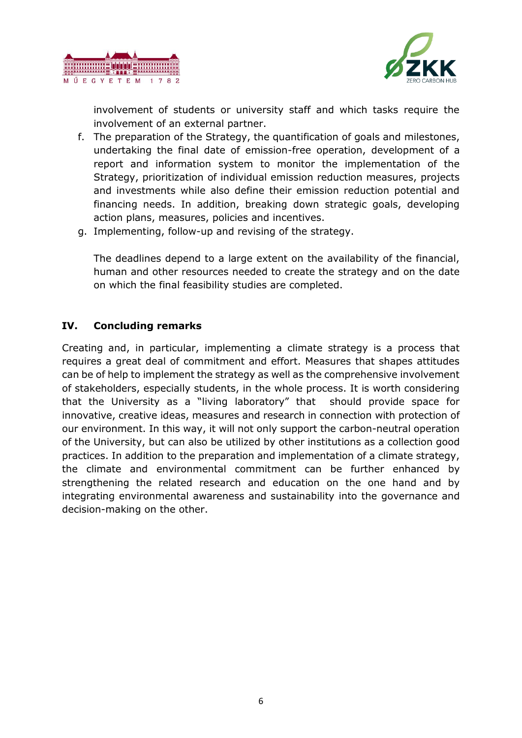involvement of students or university staff and which tasks require the involvement of an external partner.

f. The preparation of the Strategy, the quantification of goals and milestones, undertaking the final date of emission-free operation, development of a report and information system to monitor the implementation of the Strategy, prioritization of individual emission reduction measures, projects and investments while also define their emission reduction potential and financing needs. In addition, breaking down strategic goals, developing action plans, measures, policies and incentives.
g. Implementing, follow-up and revising of the strategy.

The deadlines depend to a large extent on the availability of the financial, human and other resources needed to create the strategy and on the date on which the final feasibility studies are completed.

## IV. Concluding remarks

Creating and, in particular, implementing a climate strategy is a process that requires a great deal of commitment and effort. Measures that shapes attitudes can be of help to implement the strategy as well as the comprehensive involvement of stakeholders, especially students, in the whole process. It is worth considering that the University as a "living laboratory" that should provide space for innovative, creative ideas, measures and research in connection with protection of our environment. In this way, it will not only support the carbon-neutral operation of the University, but can also be utilized by other institutions as a collection good practices. In addition to the preparation and implementation of a climate strategy, the climate and environmental commitment can be further enhanced by strengthening the related research and education on the one hand and by integrating environmental awareness and sustainability into the governance and decision-making on the other.